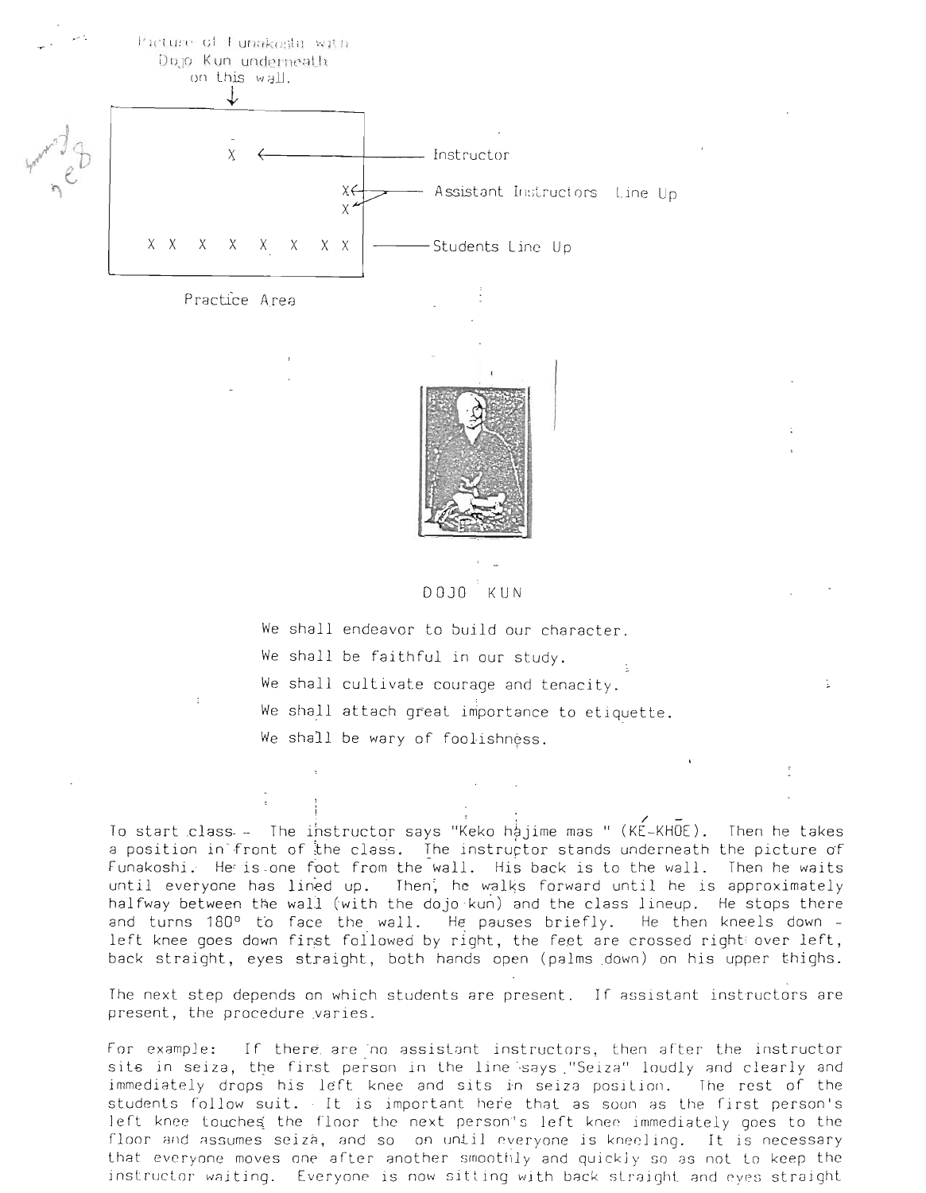Picture of Funakoshi with Dojo Kun underneath on this wall.

Instructor

Assistant Instructors Line Up

Students Line Up

Practice Area

DOJO KUN

We shall endeavor to build our character.

We shall be faithful in our study.

We shall cultivate courage and tenacity.

We shall attach great importance to etiquette.

We shall be wary of foolishness.

To start class - The instructor says "Keko hajime mas " (KÉ-KHŌE). Then he takes a position in front of the class. The instructor stands underneath the picture of Funakoshi. He is one foot from the wall. His back is to the wall. Then he waits until everyone has lined up. Then, he walks forward until he is approximately halfway between the wall (with the dojo kun) and the class lineup. He stops there and turns 180° to face the wall. He pauses briefly. He then kneels down - left knee goes down first followed by right, the feet are crossed right over left, back straight, eyes straight, both hands open (palms down) on his upper thighs.

The next step depends on which students are present. If assistant instructors are present, the procedure varies.

For example: If there are no assistant instructors, then after the instructor sits in seiza, the first person in the line says "Seiza" loudly and clearly and immediately drops his left knee and sits in seiza position. The rest of the students follow suit. It is important here that as soon as the first person's left knee touches the floor the next person's left knee immediately goes to the floor and assumes seiza, and so on until everyone is kneeling. It is necessary that everyone moves one after another smoothly and quickly so as not to keep the instructor waiting. Everyone is now sitting with back straight and eyes straight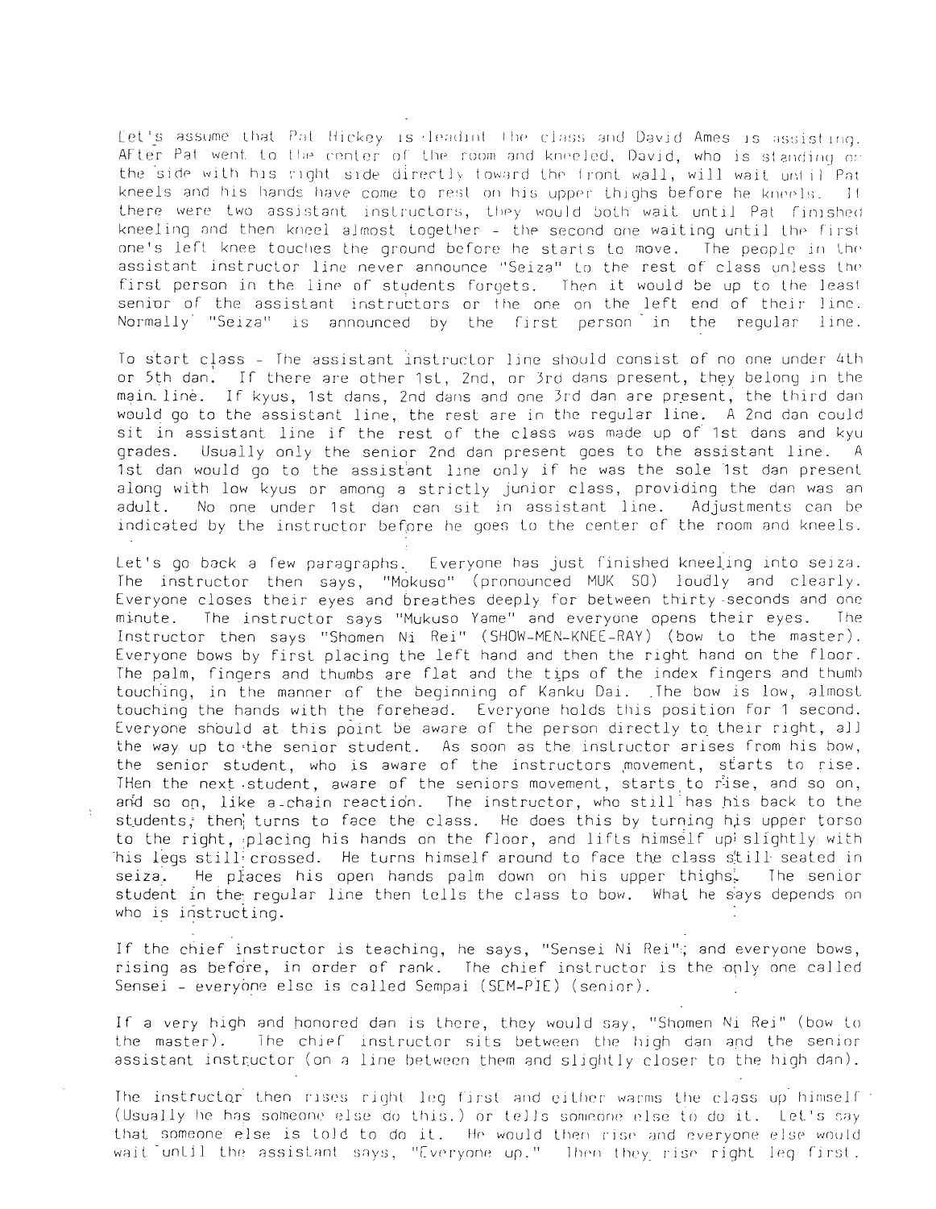Let's assume that Pat Hickey is leading the class and David Ames is assisting. AFter Pat went to the center of the room and kneeled, David, who is standing on the side with his right side directly toward the front wall, will wait until Pat kneels and his hands have come to rest on his upper thighs before he kneels. If there were two assistant instructors, they would both wait until Pat finished kneeling and then kneel almost together - the second one waiting until the first one's left knee touches the ground before he starts to move. The people in the assistant instructor line never announce "Seiza" to the rest of class unless the first person in the line of students forgets. Then it would be up to the least senior of the assistant instructors or the one on the left end of their line. Normally "Seiza" is announced by the first person in the regular line.

To start class - The assistant instructor line should consist of no one under 4th or 5th dan. If there are other 1st, 2nd, or 3rd dans present, they belong in the main line. If kyus, 1st dans, 2nd dans and one 3rd dan are present, the third dan would go to the assistant line, the rest are in the regular line. A 2nd dan could sit in assistant line if the rest of the class was made up of 1st dans and kyu grades. Usually only the senior 2nd dan present goes to the assistant line. A 1st dan would go to the assistant line only if he was the sole 1st dan present along with low kyus or among a strictly junior class, providing the dan was an adult. No one under 1st dan can sit in assistant line. Adjustments can be indicated by the instructor before he goes to the center of the room and kneels.

Let's go back a few paragraphs. Everyone has just finished kneeling into seiza. The instructor then says, "Mokuso" (pronounced MUK SO) loudly and clearly. Everyone closes their eyes and breathes deeply for between thirty seconds and one minute. The instructor says "Mukuso Yame" and everyone opens their eyes. The Instructor then says "Shomen Ni Rei" (SHOW-MEN-KNEE-RAY) (bow to the master). Everyone bows by first placing the left hand and then the right hand on the floor. The palm, fingers and thumbs are flat and the tips of the index fingers and thumb touching, in the manner of the beginning of Kanku Dai. The bow is low, almost touching the hands with the forehead. Everyone holds this position for 1 second. Everyone should at this point be aware of the person directly to their right, all the way up to the senior student. As soon as the instructor arises from his bow, the senior student, who is aware of the instructors movement, starts to rise. THen the next student, aware of the seniors movement, starts to rise, and so on, and so on, like a chain reaction. The instructor, who still has his back to the students, then turns to face the class. He does this by turning his upper torso to the right, placing his hands on the floor, and lifts himself up slightly with his legs still crossed. He turns himself around to face the class still seated in seiza. He places his open hands palm down on his upper thighs. The senior student in the regular line then tells the class to bow. What he says depends on who is instructing.

If the chief instructor is teaching, he says, "Sensei Ni Rei", and everyone bows, rising as before, in order of rank. The chief instructor is the only one called Sensei - everyone else is called Sempai (SEM-PIE) (senior).

If a very high and honored dan is there, they would say, "Shomen Ni Rei" (bow to the master). The chief instructor sits between the high dan and the senior assistant instructor (on a line between them and slightly closer to the high dan).

The instructor then rises right leg first and either warms the class up himself (Usually he has someone else do this.) or tells someone else to do it. Let's say that someone else is told to do it. He would then rise and everyone else would wait until the assistant says, "Everyone up." Then they rise right leg first.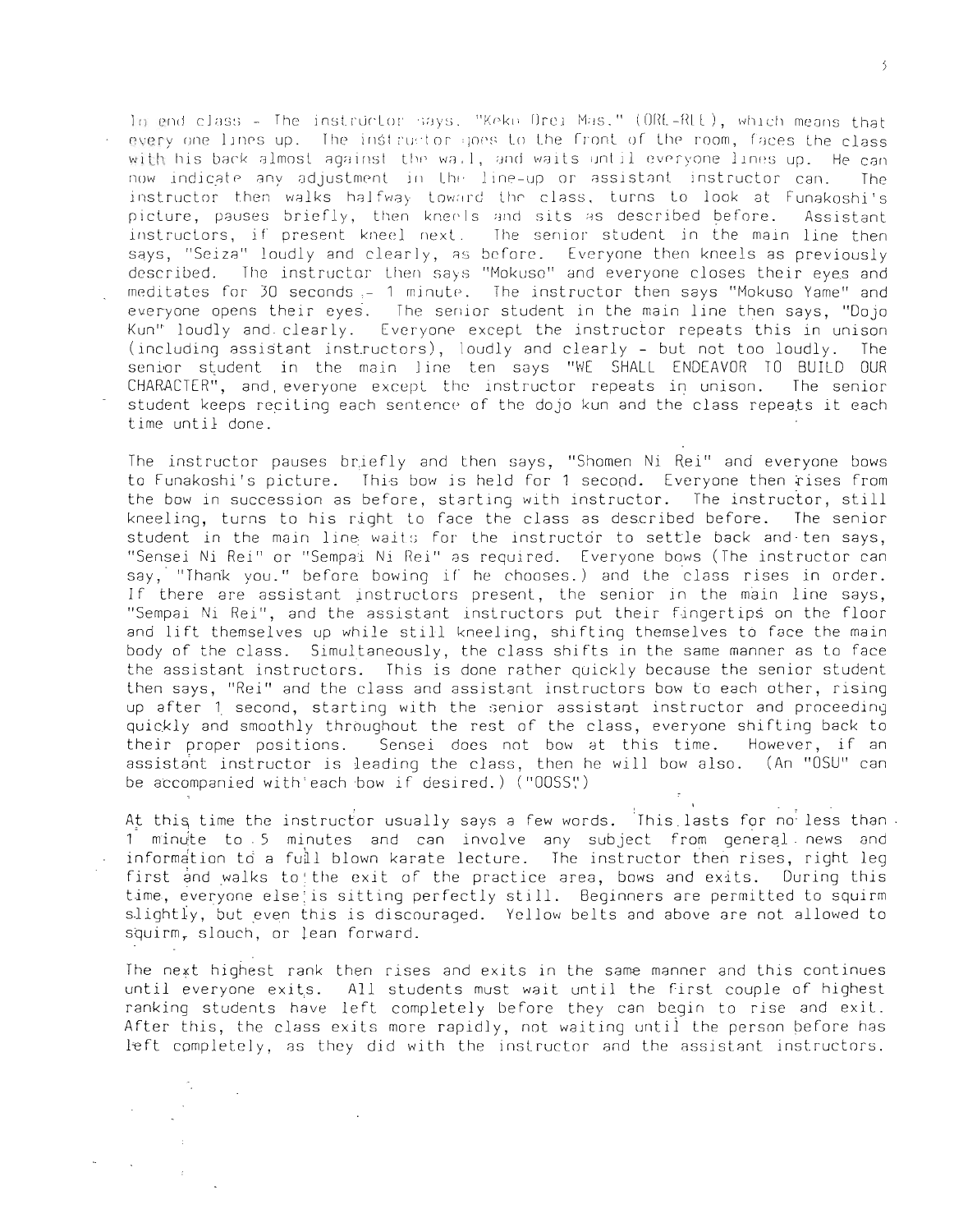To end class - The instructor says, "Keko Orei Mas." (ORE-REE), which means that every one lines up. The instructor goes to the front of the room, faces the class with his back almost against the wall, and waits until everyone lines up. He can now indicate any adjustment in the line-up or assistant instructor can. The instructor then walks halfway toward the class, turns to look at Funakoshi's picture, pauses briefly, then kneels and sits as described before. Assistant instructors, if present kneel next. The senior student in the main line then says, "Seiza" loudly and clearly, as before. Everyone then kneels as previously described. The instructor then says "Mokuso" and everyone closes their eyes and meditates for 30 seconds - 1 minute. The instructor then says "Mokuso Yame" and everyone opens their eyes. The senior student in the main line then says, "Dojo Kun" loudly and clearly. Everyone except the instructor repeats this in unison (including assistant instructors), loudly and clearly - but not too loudly. The senior student in the main line ten says "WE SHALL ENDEAVOR TO BUILD OUR CHARACTER", and, everyone except the instructor repeats in unison. The senior student keeps reciting each sentence of the dojo kun and the class repeats it each time until done.

The instructor pauses briefly and then says, "Shomen Ni Rei" and everyone bows to Funakoshi's picture. This bow is held for 1 second. Everyone then rises from the bow in succession as before, starting with instructor. The instructor, still kneeling, turns to his right to face the class as described before. The senior student in the main line waits for the instructor to settle back and ten says, "Sensei Ni Rei" or "Sempai Ni Rei" as required. Everyone bows (The instructor can say, "Thank you." before bowing if he chooses.) and the class rises in order. If there are assistant instructors present, the senior in the main line says, "Sempai Ni Rei", and the assistant instructors put their fingertips on the floor and lift themselves up while still kneeling, shifting themselves to face the main body of the class. Simultaneously, the class shifts in the same manner as to face the assistant instructors. This is done rather quickly because the senior student then says, "Rei" and the class and assistant instructors bow to each other, rising up after 1 second, starting with the senior assistant instructor and proceeding quickly and smoothly throughout the rest of the class, everyone shifting back to their proper positions. Sensei does not bow at this time. However, if an assistant instructor is leading the class, then he will bow also. (An "OSU" can be accompanied with each bow if desired.) ("OOSS")

At this time the instructor usually says a few words. This lasts for no less than 1 minute to 5 minutes and can involve any subject from general news and information to a full blown karate lecture. The instructor then rises, right leg first and walks to the exit of the practice area, bows and exits. During this time, everyone else is sitting perfectly still. Beginners are permitted to squirm slightly, but even this is discouraged. Yellow belts and above are not allowed to squirm, slouch, or lean forward.

The next highest rank then rises and exits in the same manner and this continues until everyone exits. All students must wait until the first couple of highest ranking students have left completely before they can begin to rise and exit. After this, the class exits more rapidly, not waiting until the person before has left completely, as they did with the instructor and the assistant instructors.